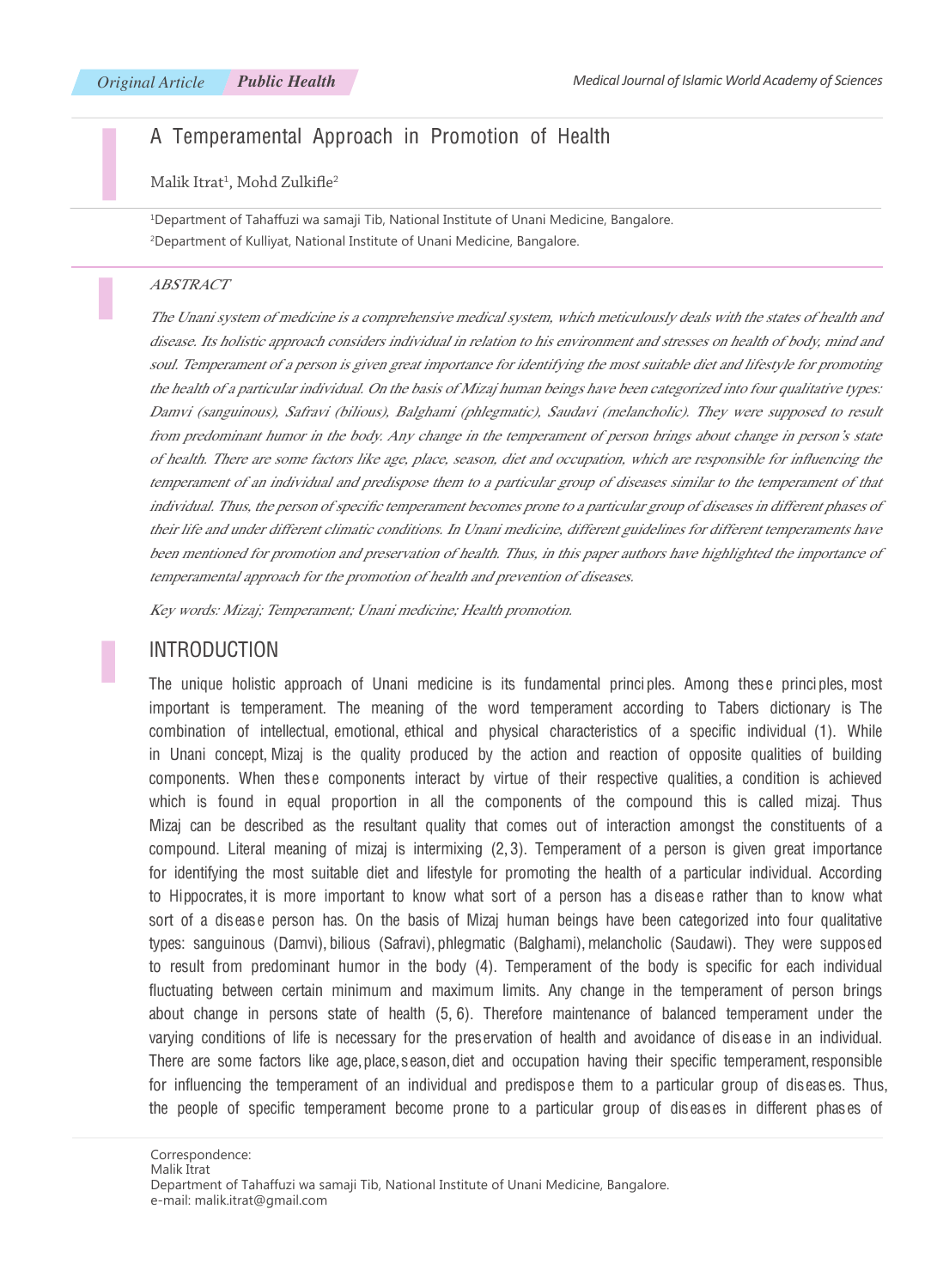Original Article | Public Health

# A Temperamental Approach in Promotion of Health

Malik Itrat[1], Mohd Zulkifle[2]

[1]Department of Tahaffuzi wa samaji Tib, National Institute of Unani Medicine, Bangalore.
[2]Department of Kulliyat, National Institute of Unani Medicine, Bangalore.

## ABSTRACT

*The Unani system of medicine is a comprehensive medical system, which meticulously deals with the states of health and disease. Its holistic approach considers individual in relation to his environment and stresses on health of body, mind and soul. Temperament of a person is given great importance for identifying the most suitable diet and lifestyle for promoting the health of a particular individual. On the basis of Mizaj human beings have been categorized into four qualitative types: Damvi (sanguinous), Safravi (bilious), Balghami (phlegmatic), Saudavi (melancholic). They were supposed to result from predominant humor in the body. Any change in the temperament of person brings about change in person's state of health. There are some factors like age, place, season, diet and occupation, which are responsible for influencing the temperament of an individual and predispose them to a particular group of diseases similar to the temperament of that individual. Thus, the person of specific temperament becomes prone to a particular group of diseases in different phases of their life and under different climatic conditions. In Unani medicine, different guidelines for different temperaments have been mentioned for promotion and preservation of health. Thus, in this paper authors have highlighted the importance of temperamental approach for the promotion of health and prevention of diseases.*

*Key words: Mizaj; Temperament; Unani medicine; Health promotion.*

## INTRODUCTION

The unique holistic approach of Unani medicine is its fundamental principles. Among these principles, most important is temperament. The meaning of the word temperament according to Tabers dictionary is The combination of intellectual, emotional, ethical and physical characteristics of a specific individual (1). While in Unani concept, Mizaj is the quality produced by the action and reaction of opposite qualities of building components. When these components interact by virtue of their respective qualities, a condition is achieved which is found in equal proportion in all the components of the compound this is called mizaj. Thus Mizaj can be described as the resultant quality that comes out of interaction amongst the constituents of a compound. Literal meaning of mizaj is intermixing (2, 3). Temperament of a person is given great importance for identifying the most suitable diet and lifestyle for promoting the health of a particular individual. According to Hippocrates, it is more important to know what sort of a person has a disease rather than to know what sort of a disease person has. On the basis of Mizaj human beings have been categorized into four qualitative types: sanguinous (Damvi), bilious (Safravi), phlegmatic (Balghami), melancholic (Saudawi). They were supposed to result from predominant humor in the body (4). Temperament of the body is specific for each individual fluctuating between certain minimum and maximum limits. Any change in the temperament of person brings about change in persons state of health (5, 6). Therefore maintenance of balanced temperament under the varying conditions of life is necessary for the preservation of health and avoidance of disease in an individual. There are some factors like age, place, season, diet and occupation having their specific temperament, responsible for influencing the temperament of an individual and predispose them to a particular group of diseases. Thus, the people of specific temperament become prone to a particular group of diseases in different phases of

Correspondence:
Malik Itrat
Department of Tahaffuzi wa samaji Tib, National Institute of Unani Medicine, Bangalore.
e-mail: malik.itrat@gmail.com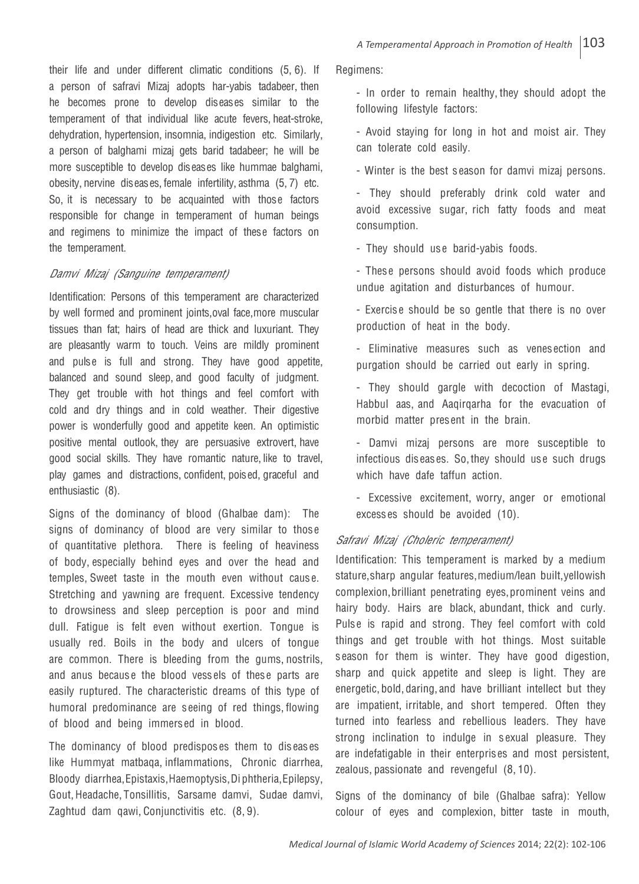their life and under different climatic conditions (5, 6). If a person of safravi Mizaj adopts har-yabis tadabeer, then he becomes prone to develop diseases similar to the temperament of that individual like acute fevers, heat-stroke, dehydration, hypertension, insomnia, indigestion etc. Similarly, a person of balghami mizaj gets barid tadabeer; he will be more susceptible to develop diseases like hummae balghami, obesity, nervine diseases, female infertility, asthma (5, 7) etc. So, it is necessary to be acquainted with those factors responsible for change in temperament of human beings and regimens to minimize the impact of these factors on the temperament.

### *Damvi Mizaj (Sanguine temperament)*

Identification: Persons of this temperament are characterized by well formed and prominent joints, oval face, more muscular tissues than fat; hairs of head are thick and luxuriant. They are pleasantly warm to touch. Veins are mildly prominent and pulse is full and strong. They have good appetite, balanced and sound sleep, and good faculty of judgment. They get trouble with hot things and feel comfort with cold and dry things and in cold weather. Their digestive power is wonderfully good and appetite keen. An optimistic positive mental outlook, they are persuasive extrovert, have good social skills. They have romantic nature, like to travel, play games and distractions, confident, poised, graceful and enthusiastic (8).

Signs of the dominancy of blood (Ghalbae dam): The signs of dominancy of blood are very similar to those of quantitative plethora. There is feeling of heaviness of body, especially behind eyes and over the head and temples, Sweet taste in the mouth even without cause. Stretching and yawning are frequent. Excessive tendency to drowsiness and sleep perception is poor and mind dull. Fatigue is felt even without exertion. Tongue is usually red. Boils in the body and ulcers of tongue are common. There is bleeding from the gums, nostrils, and anus because the blood vessels of these parts are easily ruptured. The characteristic dreams of this type of humoral predominance are seeing of red things, flowing of blood and being immersed in blood.

The dominancy of blood predisposes them to diseases like Hummyat matbaqa, inflammations, Chronic diarrhea, Bloody diarrhea, Epistaxis, Haemoptysis, Diphtheria, Epilepsy, Gout, Headache, Tonsillitis, Sarsame damvi, Sudae damvi, Zaghtud dam qawi, Conjunctivitis etc. (8, 9).

Regimens:

- In order to remain healthy, they should adopt the following lifestyle factors:
- Avoid staying for long in hot and moist air. They can tolerate cold easily.
- Winter is the best season for damvi mizaj persons.
- They should preferably drink cold water and avoid excessive sugar, rich fatty foods and meat consumption.
- They should use barid-yabis foods.
- These persons should avoid foods which produce undue agitation and disturbances of humour.
- Exercise should be so gentle that there is no over production of heat in the body.
- Eliminative measures such as venesection and purgation should be carried out early in spring.
- They should gargle with decoction of Mastagi, Habbul aas, and Aaqirqarha for the evacuation of morbid matter present in the brain.
- Damvi mizaj persons are more susceptible to infectious diseases. So, they should use such drugs which have dafe taffun action.
- Excessive excitement, worry, anger or emotional excesses should be avoided (10).

### *Safravi Mizaj (Choleric temperament)*

Identification: This temperament is marked by a medium stature, sharp angular features, medium/lean built, yellowish complexion, brilliant penetrating eyes, prominent veins and hairy body. Hairs are black, abundant, thick and curly. Pulse is rapid and strong. They feel comfort with cold things and get trouble with hot things. Most suitable season for them is winter. They have good digestion, sharp and quick appetite and sleep is light. They are energetic, bold, daring, and have brilliant intellect but they are impatient, irritable, and short tempered. Often they turned into fearless and rebellious leaders. They have strong inclination to indulge in sexual pleasure. They are indefatigable in their enterprises and most persistent, zealous, passionate and revengeful (8, 10).

Signs of the dominancy of bile (Ghalbae safra): Yellow colour of eyes and complexion, bitter taste in mouth,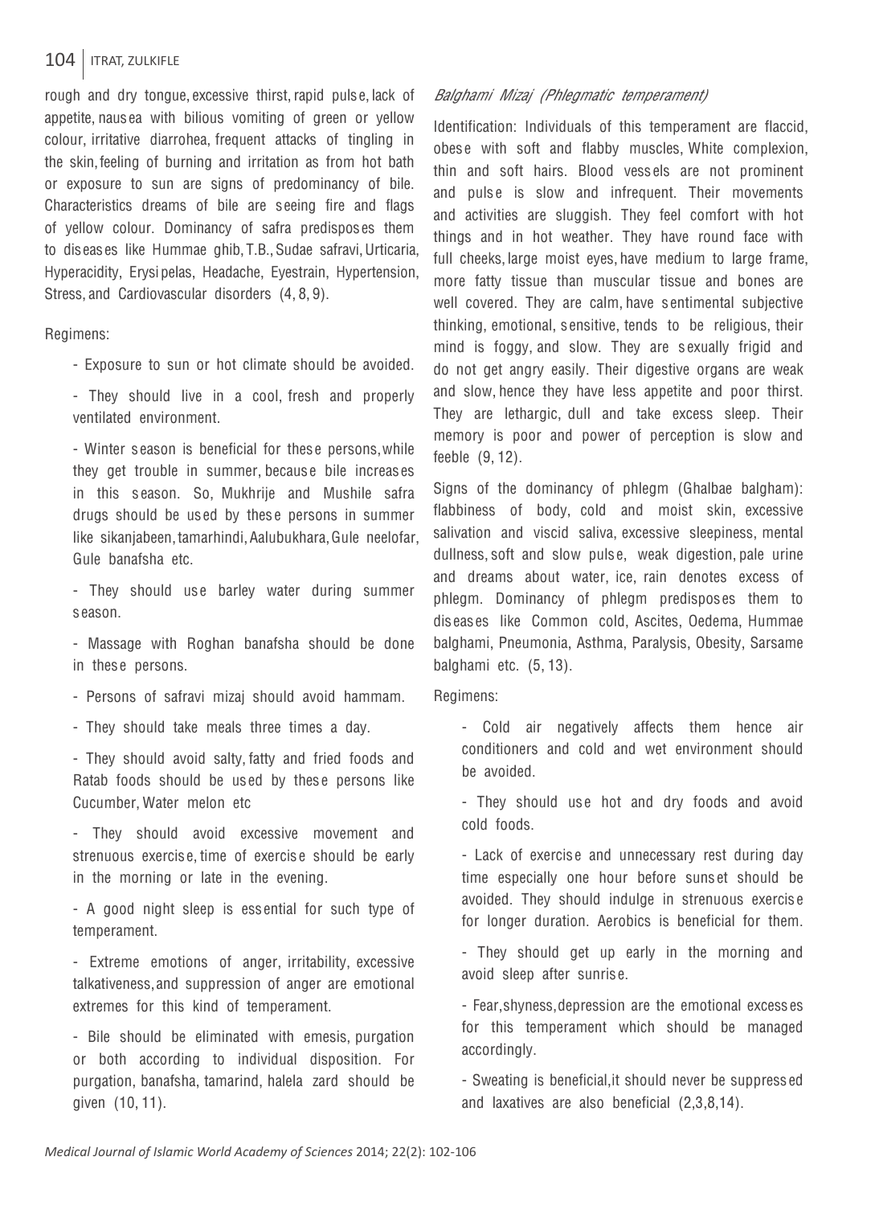rough and dry tongue, excessive thirst, rapid pulse, lack of appetite, nausea with bilious vomiting of green or yellow colour, irritative diarrohea, frequent attacks of tingling in the skin, feeling of burning and irritation as from hot bath or exposure to sun are signs of predominancy of bile. Characteristics dreams of bile are seeing fire and flags of yellow colour. Dominancy of safra predisposes them to diseases like Hummae ghib, T.B., Sudae safravi, Urticaria, Hyperacidity, Erysipelas, Headache, Eyestrain, Hypertension, Stress, and Cardiovascular disorders (4, 8, 9).

Regimens:

- Exposure to sun or hot climate should be avoided.
- They should live in a cool, fresh and properly ventilated environment.
- Winter season is beneficial for these persons, while they get trouble in summer, because bile increases in this season. So, Mukhrije and Mushile safra drugs should be used by these persons in summer like sikanjabeen, tamarhindi, Aalubukhara, Gule neelofar, Gule banafsha etc.
- They should use barley water during summer season.
- Massage with Roghan banafsha should be done in these persons.
- Persons of safravi mizaj should avoid hammam.
- They should take meals three times a day.
- They should avoid salty, fatty and fried foods and Ratab foods should be used by these persons like Cucumber, Water melon etc
- They should avoid excessive movement and strenuous exercise, time of exercise should be early in the morning or late in the evening.
- A good night sleep is essential for such type of temperament.
- Extreme emotions of anger, irritability, excessive talkativeness, and suppression of anger are emotional extremes for this kind of temperament.
- Bile should be eliminated with emesis, purgation or both according to individual disposition. For purgation, banafsha, tamarind, halela zard should be given (10, 11).

### *Balghami Mizaj (Phlegmatic temperament)*

Identification: Individuals of this temperament are flaccid, obese with soft and flabby muscles, White complexion, thin and soft hairs. Blood vessels are not prominent and pulse is slow and infrequent. Their movements and activities are sluggish. They feel comfort with hot things and in hot weather. They have round face with full cheeks, large moist eyes, have medium to large frame, more fatty tissue than muscular tissue and bones are well covered. They are calm, have sentimental subjective thinking, emotional, sensitive, tends to be religious, their mind is foggy, and slow. They are sexually frigid and do not get angry easily. Their digestive organs are weak and slow, hence they have less appetite and poor thirst. They are lethargic, dull and take excess sleep. Their memory is poor and power of perception is slow and feeble (9, 12).

Signs of the dominancy of phlegm (Ghalbae balgham): flabbiness of body, cold and moist skin, excessive salivation and viscid saliva, excessive sleepiness, mental dullness, soft and slow pulse, weak digestion, pale urine and dreams about water, ice, rain denotes excess of phlegm. Dominancy of phlegm predisposes them to diseases like Common cold, Ascites, Oedema, Hummae balghami, Pneumonia, Asthma, Paralysis, Obesity, Sarsame balghami etc. (5, 13).

Regimens:

- Cold air negatively affects them hence air conditioners and cold and wet environment should be avoided.
- They should use hot and dry foods and avoid cold foods.
- Lack of exercise and unnecessary rest during day time especially one hour before sunset should be avoided. They should indulge in strenuous exercise for longer duration. Aerobics is beneficial for them.
- They should get up early in the morning and avoid sleep after sunrise.
- Fear, shyness, depression are the emotional excesses for this temperament which should be managed accordingly.
- Sweating is beneficial, it should never be suppressed and laxatives are also beneficial (2,3,8,14).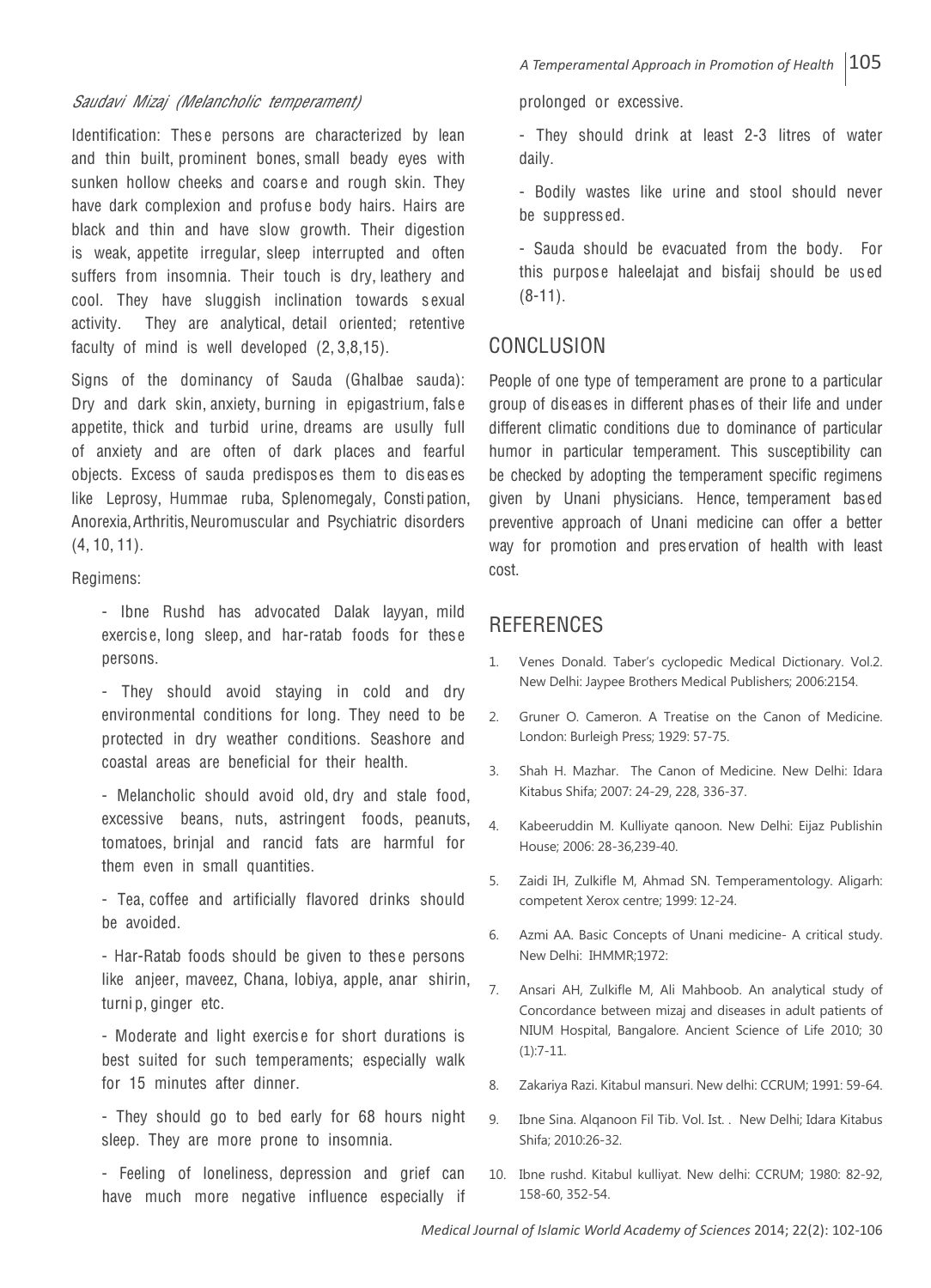*Saudavi Mizaj (Melancholic temperament)*

Identification: These persons are characterized by lean and thin built, prominent bones, small beady eyes with sunken hollow cheeks and coarse and rough skin. They have dark complexion and profuse body hairs. Hairs are black and thin and have slow growth. Their digestion is weak, appetite irregular, sleep interrupted and often suffers from insomnia. Their touch is dry, leathery and cool. They have sluggish inclination towards sexual activity. They are analytical, detail oriented; retentive faculty of mind is well developed (2, 3,8,15).

Signs of the dominancy of Sauda (Ghalbae sauda): Dry and dark skin, anxiety, burning in epigastrium, false appetite, thick and turbid urine, dreams are usully full of anxiety and are often of dark places and fearful objects. Excess of sauda predisposes them to diseases like Leprosy, Hummae ruba, Splenomegaly, Constipation, Anorexia, Arthritis, Neuromuscular and Psychiatric disorders (4, 10, 11).

Regimens:

- Ibne Rushd has advocated Dalak layyan, mild exercise, long sleep, and har-ratab foods for these persons.
- They should avoid staying in cold and dry environmental conditions for long. They need to be protected in dry weather conditions. Seashore and coastal areas are beneficial for their health.
- Melancholic should avoid old, dry and stale food, excessive beans, nuts, astringent foods, peanuts, tomatoes, brinjal and rancid fats are harmful for them even in small quantities.
- Tea, coffee and artificially flavored drinks should be avoided.
- Har-Ratab foods should be given to these persons like anjeer, maveez, Chana, lobiya, apple, anar shirin, turnip, ginger etc.
- Moderate and light exercise for short durations is best suited for such temperaments; especially walk for 15 minutes after dinner.
- They should go to bed early for 68 hours night sleep. They are more prone to insomnia.
- Feeling of loneliness, depression and grief can have much more negative influence especially if prolonged or excessive.
- They should drink at least 2-3 litres of water daily.
- Bodily wastes like urine and stool should never be suppressed.
- Sauda should be evacuated from the body. For this purpose haleelajat and bisfaij should be used (8-11).

## CONCLUSION

People of one type of temperament are prone to a particular group of diseases in different phases of their life and under different climatic conditions due to dominance of particular humor in particular temperament. This susceptibility can be checked by adopting the temperament specific regimens given by Unani physicians. Hence, temperament based preventive approach of Unani medicine can offer a better way for promotion and preservation of health with least cost.

## REFERENCES

1. Venes Donald. Taber's cyclopedic Medical Dictionary. Vol.2. New Delhi: Jaypee Brothers Medical Publishers; 2006:2154.
2. Gruner O. Cameron. A Treatise on the Canon of Medicine. London: Burleigh Press; 1929: 57-75.
3. Shah H. Mazhar. The Canon of Medicine. New Delhi: Idara Kitabus Shifa; 2007: 24-29, 228, 336-37.
4. Kabeeruddin M. Kulliyate qanoon. New Delhi: Eijaz Publishin House; 2006: 28-36,239-40.
5. Zaidi IH, Zulkifle M, Ahmad SN. Temperamentology. Aligarh: competent Xerox centre; 1999: 12-24.
6. Azmi AA. Basic Concepts of Unani medicine- A critical study. New Delhi: IHMMR;1972:
7. Ansari AH, Zulkifle M, Ali Mahboob. An analytical study of Concordance between mizaj and diseases in adult patients of NIUM Hospital, Bangalore. Ancient Science of Life 2010; 30 (1):7-11.
8. Zakariya Razi. Kitabul mansuri. New delhi: CCRUM; 1991: 59-64.
9. Ibne Sina. Alqanoon Fil Tib. Vol. Ist. . New Delhi; Idara Kitabus Shifa; 2010:26-32.
10. Ibne rushd. Kitabul kulliyat. New delhi: CCRUM; 1980: 82-92, 158-60, 352-54.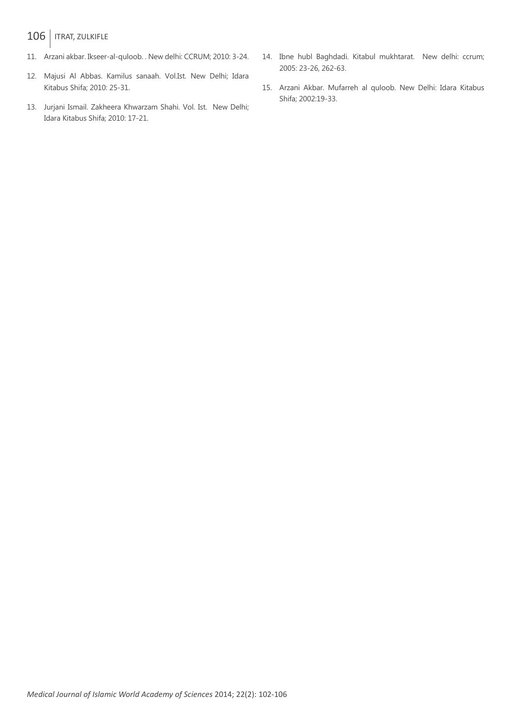11. Arzani akbar. Ikseer-al-quloob. . New delhi: CCRUM; 2010: 3-24.
12. Majusi Al Abbas. Kamilus sanaah. Vol.Ist. New Delhi; Idara Kitabus Shifa; 2010: 25-31.
13. Jurjani Ismail. Zakheera Khwarzam Shahi. Vol. Ist. New Delhi; Idara Kitabus Shifa; 2010: 17-21.
14. Ibne hubl Baghdadi. Kitabul mukhtarat. New delhi: ccrum; 2005: 23-26, 262-63.
15. Arzani Akbar. Mufarreh al quloob. New Delhi: Idara Kitabus Shifa; 2002:19-33.